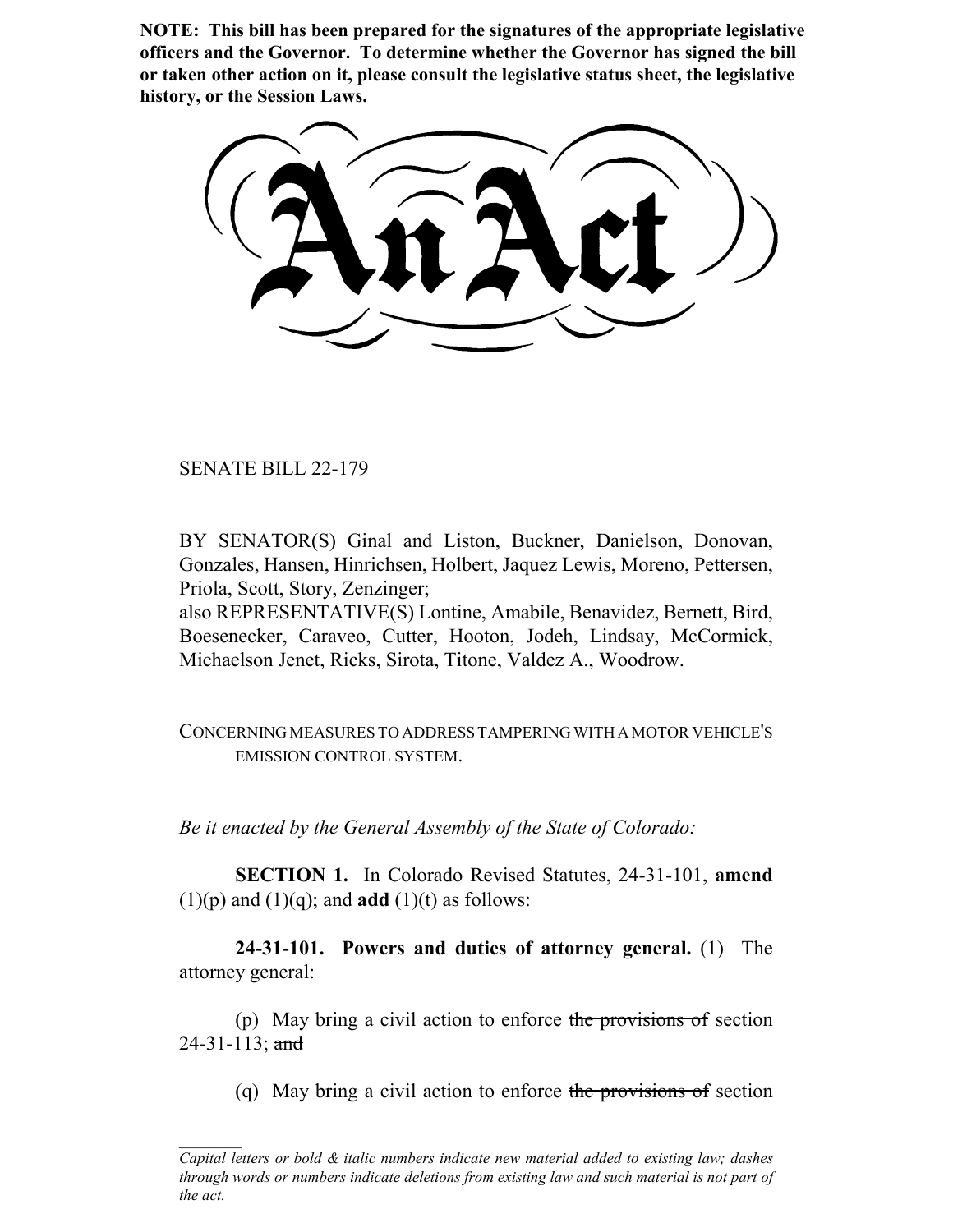**NOTE: This bill has been prepared for the signatures of the appropriate legislative officers and the Governor. To determine whether the Governor has signed the bill or taken other action on it, please consult the legislative status sheet, the legislative history, or the Session Laws.**

# An Act

SENATE BILL 22-179

BY SENATOR(S) Ginal and Liston, Buckner, Danielson, Donovan, Gonzales, Hansen, Hinrichsen, Holbert, Jaquez Lewis, Moreno, Pettersen, Priola, Scott, Story, Zenzinger;
also REPRESENTATIVE(S) Lontine, Amabile, Benavidez, Bernett, Bird, Boesenecker, Caraveo, Cutter, Hooton, Jodeh, Lindsay, McCormick, Michaelson Jenet, Ricks, Sirota, Titone, Valdez A., Woodrow.

CONCERNING MEASURES TO ADDRESS TAMPERING WITH A MOTOR VEHICLE'S EMISSION CONTROL SYSTEM.

*Be it enacted by the General Assembly of the State of Colorado:*

**SECTION 1.** In Colorado Revised Statutes, 24-31-101, **amend** (1)(p) and (1)(q); and **add** (1)(t) as follows:

**24-31-101. Powers and duties of attorney general.** (1) The attorney general:

(p) May bring a civil action to enforce ~~the provisions of~~ section 24-31-113; ~~and~~

(q) May bring a civil action to enforce ~~the provisions of~~ section

*Capital letters or bold & italic numbers indicate new material added to existing law; dashes through words or numbers indicate deletions from existing law and such material is not part of the act.*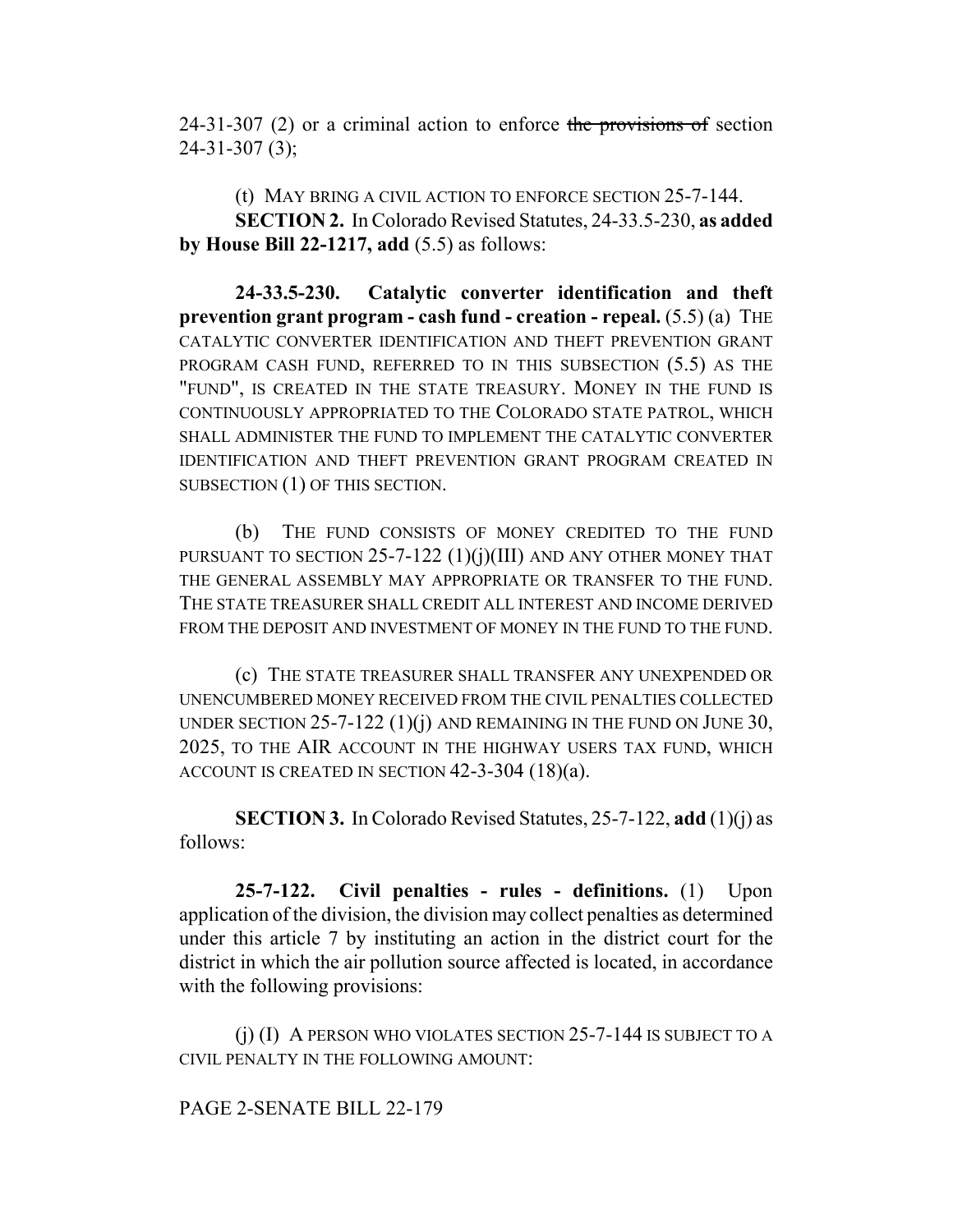24-31-307 (2) or a criminal action to enforce ~~the provisions of~~ section 24-31-307 (3);

(t) MAY BRING A CIVIL ACTION TO ENFORCE SECTION 25-7-144.

**SECTION 2.** In Colorado Revised Statutes, 24-33.5-230, **as added by House Bill 22-1217, add** (5.5) as follows:

**24-33.5-230. Catalytic converter identification and theft prevention grant program - cash fund - creation - repeal.** (5.5) (a) THE CATALYTIC CONVERTER IDENTIFICATION AND THEFT PREVENTION GRANT PROGRAM CASH FUND, REFERRED TO IN THIS SUBSECTION (5.5) AS THE "FUND", IS CREATED IN THE STATE TREASURY. MONEY IN THE FUND IS CONTINUOUSLY APPROPRIATED TO THE COLORADO STATE PATROL, WHICH SHALL ADMINISTER THE FUND TO IMPLEMENT THE CATALYTIC CONVERTER IDENTIFICATION AND THEFT PREVENTION GRANT PROGRAM CREATED IN SUBSECTION (1) OF THIS SECTION.

(b) THE FUND CONSISTS OF MONEY CREDITED TO THE FUND PURSUANT TO SECTION 25-7-122 (1)(j)(III) AND ANY OTHER MONEY THAT THE GENERAL ASSEMBLY MAY APPROPRIATE OR TRANSFER TO THE FUND. THE STATE TREASURER SHALL CREDIT ALL INTEREST AND INCOME DERIVED FROM THE DEPOSIT AND INVESTMENT OF MONEY IN THE FUND TO THE FUND.

(c) THE STATE TREASURER SHALL TRANSFER ANY UNEXPENDED OR UNENCUMBERED MONEY RECEIVED FROM THE CIVIL PENALTIES COLLECTED UNDER SECTION 25-7-122 (1)(j) AND REMAINING IN THE FUND ON JUNE 30, 2025, TO THE AIR ACCOUNT IN THE HIGHWAY USERS TAX FUND, WHICH ACCOUNT IS CREATED IN SECTION 42-3-304 (18)(a).

**SECTION 3.** In Colorado Revised Statutes, 25-7-122, **add** (1)(j) as follows:

**25-7-122. Civil penalties - rules - definitions.** (1) Upon application of the division, the division may collect penalties as determined under this article 7 by instituting an action in the district court for the district in which the air pollution source affected is located, in accordance with the following provisions:

(j) (I) A PERSON WHO VIOLATES SECTION 25-7-144 IS SUBJECT TO A CIVIL PENALTY IN THE FOLLOWING AMOUNT: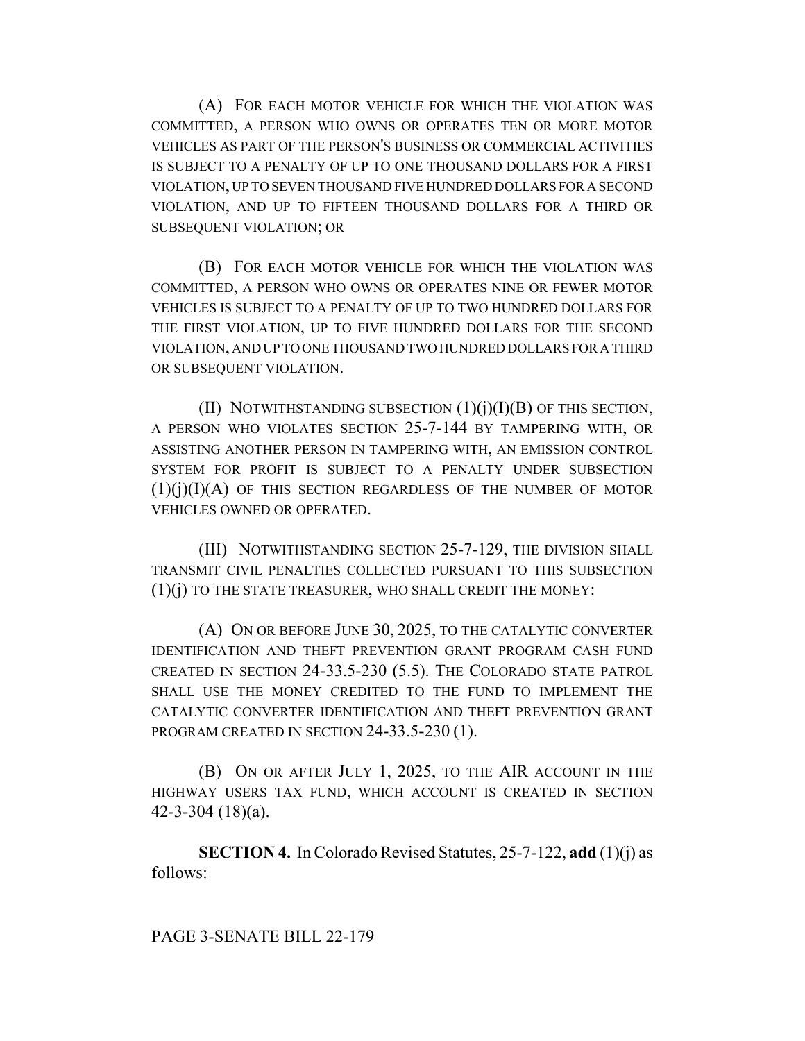(A) FOR EACH MOTOR VEHICLE FOR WHICH THE VIOLATION WAS COMMITTED, A PERSON WHO OWNS OR OPERATES TEN OR MORE MOTOR VEHICLES AS PART OF THE PERSON'S BUSINESS OR COMMERCIAL ACTIVITIES IS SUBJECT TO A PENALTY OF UP TO ONE THOUSAND DOLLARS FOR A FIRST VIOLATION, UP TO SEVEN THOUSAND FIVE HUNDRED DOLLARS FOR A SECOND VIOLATION, AND UP TO FIFTEEN THOUSAND DOLLARS FOR A THIRD OR SUBSEQUENT VIOLATION; OR

(B) FOR EACH MOTOR VEHICLE FOR WHICH THE VIOLATION WAS COMMITTED, A PERSON WHO OWNS OR OPERATES NINE OR FEWER MOTOR VEHICLES IS SUBJECT TO A PENALTY OF UP TO TWO HUNDRED DOLLARS FOR THE FIRST VIOLATION, UP TO FIVE HUNDRED DOLLARS FOR THE SECOND VIOLATION, AND UP TO ONE THOUSAND TWO HUNDRED DOLLARS FOR A THIRD OR SUBSEQUENT VIOLATION.

(II) NOTWITHSTANDING SUBSECTION (1)(j)(I)(B) OF THIS SECTION, A PERSON WHO VIOLATES SECTION 25-7-144 BY TAMPERING WITH, OR ASSISTING ANOTHER PERSON IN TAMPERING WITH, AN EMISSION CONTROL SYSTEM FOR PROFIT IS SUBJECT TO A PENALTY UNDER SUBSECTION (1)(j)(I)(A) OF THIS SECTION REGARDLESS OF THE NUMBER OF MOTOR VEHICLES OWNED OR OPERATED.

(III) NOTWITHSTANDING SECTION 25-7-129, THE DIVISION SHALL TRANSMIT CIVIL PENALTIES COLLECTED PURSUANT TO THIS SUBSECTION (1)(j) TO THE STATE TREASURER, WHO SHALL CREDIT THE MONEY:

(A) ON OR BEFORE JUNE 30, 2025, TO THE CATALYTIC CONVERTER IDENTIFICATION AND THEFT PREVENTION GRANT PROGRAM CASH FUND CREATED IN SECTION 24-33.5-230 (5.5). THE COLORADO STATE PATROL SHALL USE THE MONEY CREDITED TO THE FUND TO IMPLEMENT THE CATALYTIC CONVERTER IDENTIFICATION AND THEFT PREVENTION GRANT PROGRAM CREATED IN SECTION 24-33.5-230 (1).

(B) ON OR AFTER JULY 1, 2025, TO THE AIR ACCOUNT IN THE HIGHWAY USERS TAX FUND, WHICH ACCOUNT IS CREATED IN SECTION 42-3-304 (18)(a).

**SECTION 4.** In Colorado Revised Statutes, 25-7-122, **add** (1)(j) as follows:

PAGE 3-SENATE BILL 22-179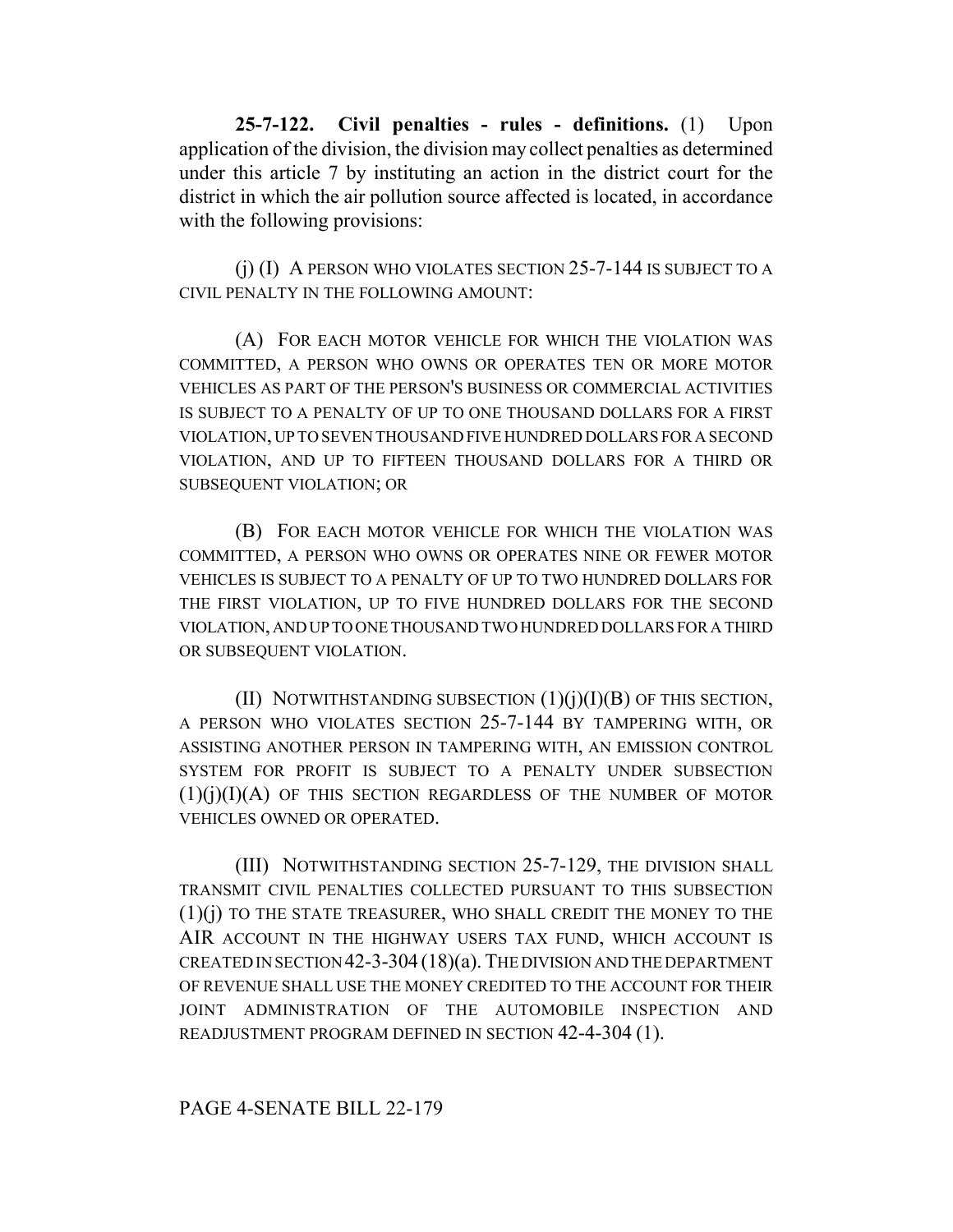**25-7-122. Civil penalties - rules - definitions.** (1) Upon application of the division, the division may collect penalties as determined under this article 7 by instituting an action in the district court for the district in which the air pollution source affected is located, in accordance with the following provisions:

(j) (I) A PERSON WHO VIOLATES SECTION 25-7-144 IS SUBJECT TO A CIVIL PENALTY IN THE FOLLOWING AMOUNT:

(A) FOR EACH MOTOR VEHICLE FOR WHICH THE VIOLATION WAS COMMITTED, A PERSON WHO OWNS OR OPERATES TEN OR MORE MOTOR VEHICLES AS PART OF THE PERSON'S BUSINESS OR COMMERCIAL ACTIVITIES IS SUBJECT TO A PENALTY OF UP TO ONE THOUSAND DOLLARS FOR A FIRST VIOLATION, UP TO SEVEN THOUSAND FIVE HUNDRED DOLLARS FOR A SECOND VIOLATION, AND UP TO FIFTEEN THOUSAND DOLLARS FOR A THIRD OR SUBSEQUENT VIOLATION; OR

(B) FOR EACH MOTOR VEHICLE FOR WHICH THE VIOLATION WAS COMMITTED, A PERSON WHO OWNS OR OPERATES NINE OR FEWER MOTOR VEHICLES IS SUBJECT TO A PENALTY OF UP TO TWO HUNDRED DOLLARS FOR THE FIRST VIOLATION, UP TO FIVE HUNDRED DOLLARS FOR THE SECOND VIOLATION, AND UP TO ONE THOUSAND TWO HUNDRED DOLLARS FOR A THIRD OR SUBSEQUENT VIOLATION.

(II) NOTWITHSTANDING SUBSECTION (1)(j)(I)(B) OF THIS SECTION, A PERSON WHO VIOLATES SECTION 25-7-144 BY TAMPERING WITH, OR ASSISTING ANOTHER PERSON IN TAMPERING WITH, AN EMISSION CONTROL SYSTEM FOR PROFIT IS SUBJECT TO A PENALTY UNDER SUBSECTION (1)(j)(I)(A) OF THIS SECTION REGARDLESS OF THE NUMBER OF MOTOR VEHICLES OWNED OR OPERATED.

(III) NOTWITHSTANDING SECTION 25-7-129, THE DIVISION SHALL TRANSMIT CIVIL PENALTIES COLLECTED PURSUANT TO THIS SUBSECTION (1)(j) TO THE STATE TREASURER, WHO SHALL CREDIT THE MONEY TO THE AIR ACCOUNT IN THE HIGHWAY USERS TAX FUND, WHICH ACCOUNT IS CREATED IN SECTION 42-3-304 (18)(a). THE DIVISION AND THE DEPARTMENT OF REVENUE SHALL USE THE MONEY CREDITED TO THE ACCOUNT FOR THEIR JOINT ADMINISTRATION OF THE AUTOMOBILE INSPECTION AND READJUSTMENT PROGRAM DEFINED IN SECTION 42-4-304 (1).

PAGE 4-SENATE BILL 22-179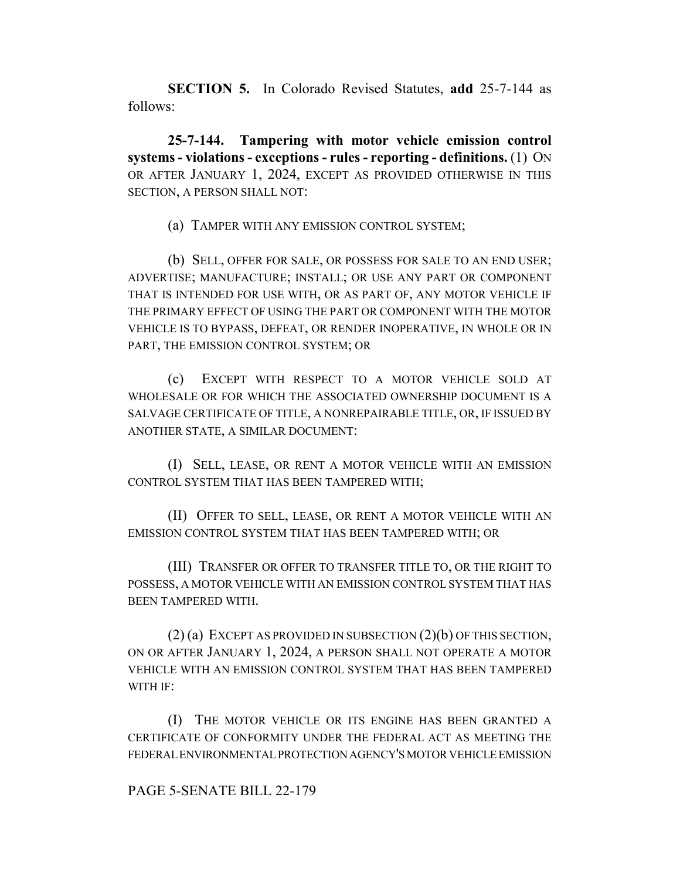**SECTION 5.** In Colorado Revised Statutes, **add** 25-7-144 as follows:

**25-7-144. Tampering with motor vehicle emission control systems - violations - exceptions - rules - reporting - definitions.** (1) ON OR AFTER JANUARY 1, 2024, EXCEPT AS PROVIDED OTHERWISE IN THIS SECTION, A PERSON SHALL NOT:

(a) TAMPER WITH ANY EMISSION CONTROL SYSTEM;

(b) SELL, OFFER FOR SALE, OR POSSESS FOR SALE TO AN END USER; ADVERTISE; MANUFACTURE; INSTALL; OR USE ANY PART OR COMPONENT THAT IS INTENDED FOR USE WITH, OR AS PART OF, ANY MOTOR VEHICLE IF THE PRIMARY EFFECT OF USING THE PART OR COMPONENT WITH THE MOTOR VEHICLE IS TO BYPASS, DEFEAT, OR RENDER INOPERATIVE, IN WHOLE OR IN PART, THE EMISSION CONTROL SYSTEM; OR

(c) EXCEPT WITH RESPECT TO A MOTOR VEHICLE SOLD AT WHOLESALE OR FOR WHICH THE ASSOCIATED OWNERSHIP DOCUMENT IS A SALVAGE CERTIFICATE OF TITLE, A NONREPAIRABLE TITLE, OR, IF ISSUED BY ANOTHER STATE, A SIMILAR DOCUMENT:

(I) SELL, LEASE, OR RENT A MOTOR VEHICLE WITH AN EMISSION CONTROL SYSTEM THAT HAS BEEN TAMPERED WITH;

(II) OFFER TO SELL, LEASE, OR RENT A MOTOR VEHICLE WITH AN EMISSION CONTROL SYSTEM THAT HAS BEEN TAMPERED WITH; OR

(III) TRANSFER OR OFFER TO TRANSFER TITLE TO, OR THE RIGHT TO POSSESS, A MOTOR VEHICLE WITH AN EMISSION CONTROL SYSTEM THAT HAS BEEN TAMPERED WITH.

(2) (a) EXCEPT AS PROVIDED IN SUBSECTION (2)(b) OF THIS SECTION, ON OR AFTER JANUARY 1, 2024, A PERSON SHALL NOT OPERATE A MOTOR VEHICLE WITH AN EMISSION CONTROL SYSTEM THAT HAS BEEN TAMPERED WITH IF:

(I) THE MOTOR VEHICLE OR ITS ENGINE HAS BEEN GRANTED A CERTIFICATE OF CONFORMITY UNDER THE FEDERAL ACT AS MEETING THE FEDERAL ENVIRONMENTAL PROTECTION AGENCY'S MOTOR VEHICLE EMISSION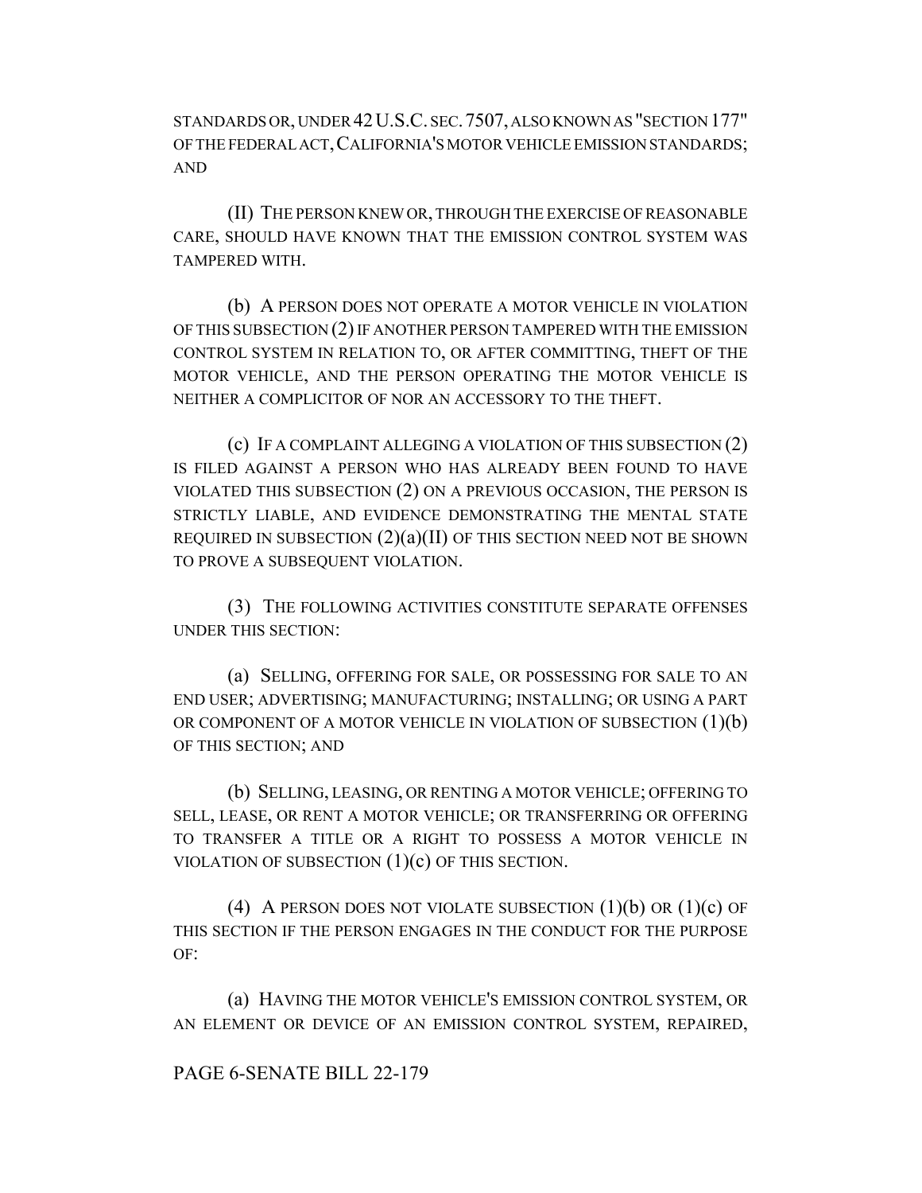STANDARDS OR, UNDER 42 U.S.C. SEC. 7507, ALSO KNOWN AS "SECTION 177" OF THE FEDERAL ACT, CALIFORNIA'S MOTOR VEHICLE EMISSION STANDARDS; AND

(II) THE PERSON KNEW OR, THROUGH THE EXERCISE OF REASONABLE CARE, SHOULD HAVE KNOWN THAT THE EMISSION CONTROL SYSTEM WAS TAMPERED WITH.

(b) A PERSON DOES NOT OPERATE A MOTOR VEHICLE IN VIOLATION OF THIS SUBSECTION (2) IF ANOTHER PERSON TAMPERED WITH THE EMISSION CONTROL SYSTEM IN RELATION TO, OR AFTER COMMITTING, THEFT OF THE MOTOR VEHICLE, AND THE PERSON OPERATING THE MOTOR VEHICLE IS NEITHER A COMPLICITOR OF NOR AN ACCESSORY TO THE THEFT.

(c) IF A COMPLAINT ALLEGING A VIOLATION OF THIS SUBSECTION (2) IS FILED AGAINST A PERSON WHO HAS ALREADY BEEN FOUND TO HAVE VIOLATED THIS SUBSECTION (2) ON A PREVIOUS OCCASION, THE PERSON IS STRICTLY LIABLE, AND EVIDENCE DEMONSTRATING THE MENTAL STATE REQUIRED IN SUBSECTION (2)(a)(II) OF THIS SECTION NEED NOT BE SHOWN TO PROVE A SUBSEQUENT VIOLATION.

(3) THE FOLLOWING ACTIVITIES CONSTITUTE SEPARATE OFFENSES UNDER THIS SECTION:

(a) SELLING, OFFERING FOR SALE, OR POSSESSING FOR SALE TO AN END USER; ADVERTISING; MANUFACTURING; INSTALLING; OR USING A PART OR COMPONENT OF A MOTOR VEHICLE IN VIOLATION OF SUBSECTION (1)(b) OF THIS SECTION; AND

(b) SELLING, LEASING, OR RENTING A MOTOR VEHICLE; OFFERING TO SELL, LEASE, OR RENT A MOTOR VEHICLE; OR TRANSFERRING OR OFFERING TO TRANSFER A TITLE OR A RIGHT TO POSSESS A MOTOR VEHICLE IN VIOLATION OF SUBSECTION (1)(c) OF THIS SECTION.

(4) A PERSON DOES NOT VIOLATE SUBSECTION (1)(b) OR (1)(c) OF THIS SECTION IF THE PERSON ENGAGES IN THE CONDUCT FOR THE PURPOSE OF:

(a) HAVING THE MOTOR VEHICLE'S EMISSION CONTROL SYSTEM, OR AN ELEMENT OR DEVICE OF AN EMISSION CONTROL SYSTEM, REPAIRED,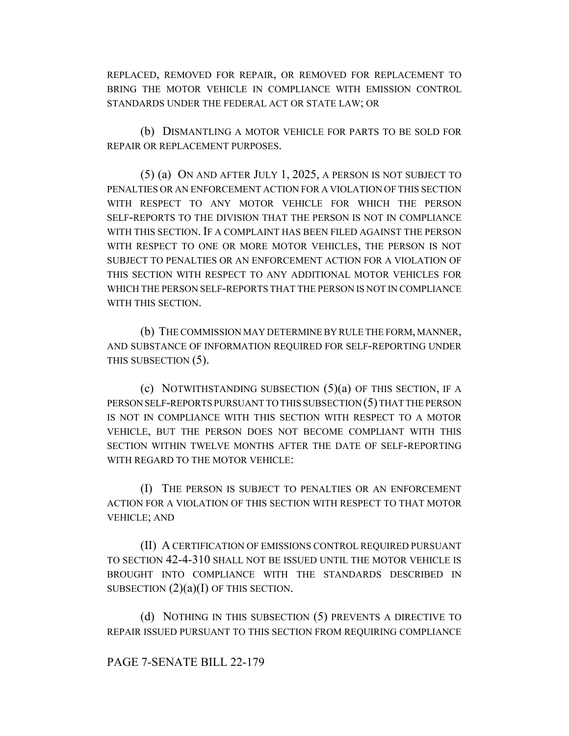REPLACED, REMOVED FOR REPAIR, OR REMOVED FOR REPLACEMENT TO BRING THE MOTOR VEHICLE IN COMPLIANCE WITH EMISSION CONTROL STANDARDS UNDER THE FEDERAL ACT OR STATE LAW; OR

(b) DISMANTLING A MOTOR VEHICLE FOR PARTS TO BE SOLD FOR REPAIR OR REPLACEMENT PURPOSES.

(5) (a) ON AND AFTER JULY 1, 2025, A PERSON IS NOT SUBJECT TO PENALTIES OR AN ENFORCEMENT ACTION FOR A VIOLATION OF THIS SECTION WITH RESPECT TO ANY MOTOR VEHICLE FOR WHICH THE PERSON SELF-REPORTS TO THE DIVISION THAT THE PERSON IS NOT IN COMPLIANCE WITH THIS SECTION. IF A COMPLAINT HAS BEEN FILED AGAINST THE PERSON WITH RESPECT TO ONE OR MORE MOTOR VEHICLES, THE PERSON IS NOT SUBJECT TO PENALTIES OR AN ENFORCEMENT ACTION FOR A VIOLATION OF THIS SECTION WITH RESPECT TO ANY ADDITIONAL MOTOR VEHICLES FOR WHICH THE PERSON SELF-REPORTS THAT THE PERSON IS NOT IN COMPLIANCE WITH THIS SECTION.

(b) THE COMMISSION MAY DETERMINE BY RULE THE FORM, MANNER, AND SUBSTANCE OF INFORMATION REQUIRED FOR SELF-REPORTING UNDER THIS SUBSECTION (5).

(c) NOTWITHSTANDING SUBSECTION (5)(a) OF THIS SECTION, IF A PERSON SELF-REPORTS PURSUANT TO THIS SUBSECTION (5) THAT THE PERSON IS NOT IN COMPLIANCE WITH THIS SECTION WITH RESPECT TO A MOTOR VEHICLE, BUT THE PERSON DOES NOT BECOME COMPLIANT WITH THIS SECTION WITHIN TWELVE MONTHS AFTER THE DATE OF SELF-REPORTING WITH REGARD TO THE MOTOR VEHICLE:

(I) THE PERSON IS SUBJECT TO PENALTIES OR AN ENFORCEMENT ACTION FOR A VIOLATION OF THIS SECTION WITH RESPECT TO THAT MOTOR VEHICLE; AND

(II) A CERTIFICATION OF EMISSIONS CONTROL REQUIRED PURSUANT TO SECTION 42-4-310 SHALL NOT BE ISSUED UNTIL THE MOTOR VEHICLE IS BROUGHT INTO COMPLIANCE WITH THE STANDARDS DESCRIBED IN SUBSECTION (2)(a)(I) OF THIS SECTION.

(d) NOTHING IN THIS SUBSECTION (5) PREVENTS A DIRECTIVE TO REPAIR ISSUED PURSUANT TO THIS SECTION FROM REQUIRING COMPLIANCE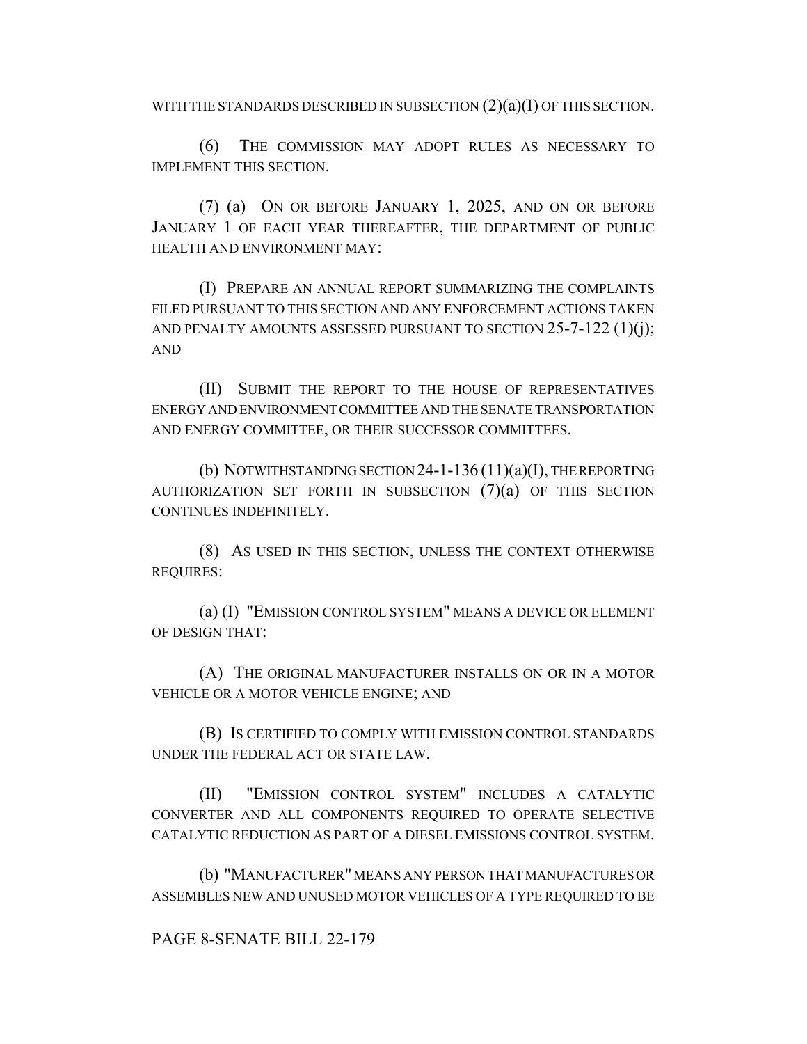WITH THE STANDARDS DESCRIBED IN SUBSECTION (2)(a)(I) OF THIS SECTION.

(6) THE COMMISSION MAY ADOPT RULES AS NECESSARY TO IMPLEMENT THIS SECTION.

(7) (a) ON OR BEFORE JANUARY 1, 2025, AND ON OR BEFORE JANUARY 1 OF EACH YEAR THEREAFTER, THE DEPARTMENT OF PUBLIC HEALTH AND ENVIRONMENT MAY:

(I) PREPARE AN ANNUAL REPORT SUMMARIZING THE COMPLAINTS FILED PURSUANT TO THIS SECTION AND ANY ENFORCEMENT ACTIONS TAKEN AND PENALTY AMOUNTS ASSESSED PURSUANT TO SECTION 25-7-122 (1)(j); AND

(II) SUBMIT THE REPORT TO THE HOUSE OF REPRESENTATIVES ENERGY AND ENVIRONMENT COMMITTEE AND THE SENATE TRANSPORTATION AND ENERGY COMMITTEE, OR THEIR SUCCESSOR COMMITTEES.

(b) NOTWITHSTANDING SECTION 24-1-136 (11)(a)(I), THE REPORTING AUTHORIZATION SET FORTH IN SUBSECTION (7)(a) OF THIS SECTION CONTINUES INDEFINITELY.

(8) AS USED IN THIS SECTION, UNLESS THE CONTEXT OTHERWISE REQUIRES:

(a) (I) "EMISSION CONTROL SYSTEM" MEANS A DEVICE OR ELEMENT OF DESIGN THAT:

(A) THE ORIGINAL MANUFACTURER INSTALLS ON OR IN A MOTOR VEHICLE OR A MOTOR VEHICLE ENGINE; AND

(B) IS CERTIFIED TO COMPLY WITH EMISSION CONTROL STANDARDS UNDER THE FEDERAL ACT OR STATE LAW.

(II) "EMISSION CONTROL SYSTEM" INCLUDES A CATALYTIC CONVERTER AND ALL COMPONENTS REQUIRED TO OPERATE SELECTIVE CATALYTIC REDUCTION AS PART OF A DIESEL EMISSIONS CONTROL SYSTEM.

(b) "MANUFACTURER" MEANS ANY PERSON THAT MANUFACTURES OR ASSEMBLES NEW AND UNUSED MOTOR VEHICLES OF A TYPE REQUIRED TO BE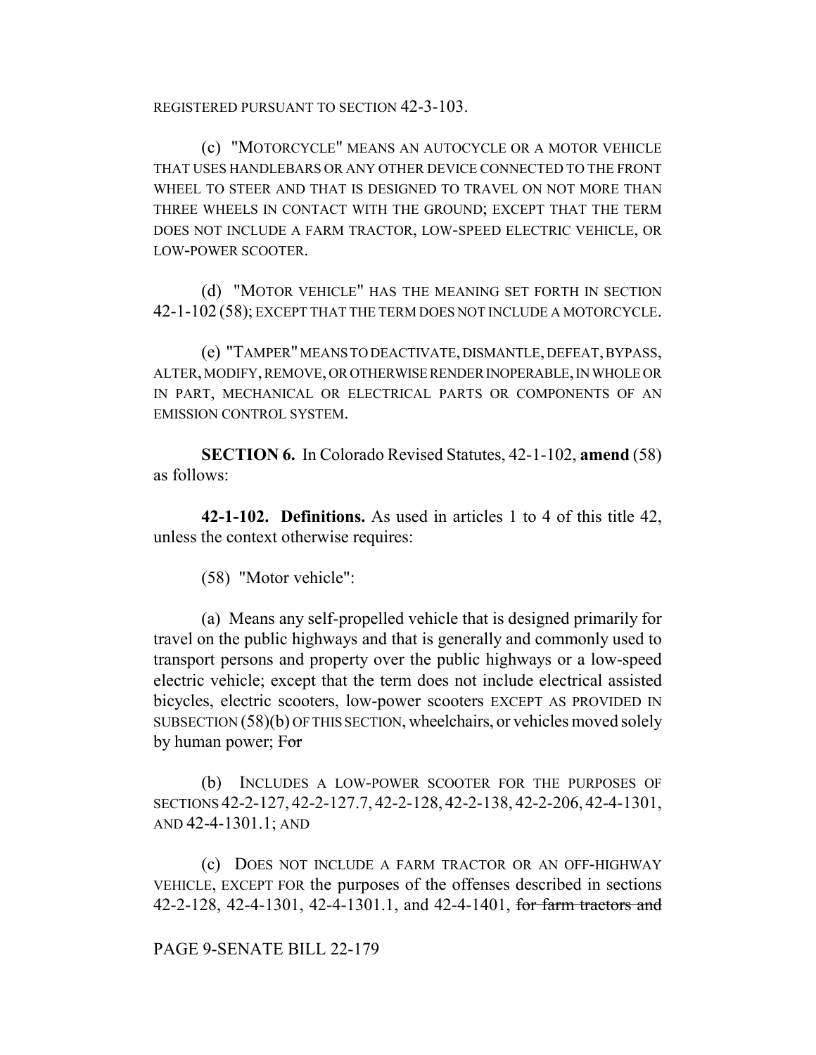REGISTERED PURSUANT TO SECTION 42-3-103.

(c) "MOTORCYCLE" MEANS AN AUTOCYCLE OR A MOTOR VEHICLE THAT USES HANDLEBARS OR ANY OTHER DEVICE CONNECTED TO THE FRONT WHEEL TO STEER AND THAT IS DESIGNED TO TRAVEL ON NOT MORE THAN THREE WHEELS IN CONTACT WITH THE GROUND; EXCEPT THAT THE TERM DOES NOT INCLUDE A FARM TRACTOR, LOW-SPEED ELECTRIC VEHICLE, OR LOW-POWER SCOOTER.

(d) "MOTOR VEHICLE" HAS THE MEANING SET FORTH IN SECTION 42-1-102 (58); EXCEPT THAT THE TERM DOES NOT INCLUDE A MOTORCYCLE.

(e) "TAMPER" MEANS TO DEACTIVATE, DISMANTLE, DEFEAT, BYPASS, ALTER, MODIFY, REMOVE, OR OTHERWISE RENDER INOPERABLE, IN WHOLE OR IN PART, MECHANICAL OR ELECTRICAL PARTS OR COMPONENTS OF AN EMISSION CONTROL SYSTEM.

**SECTION 6.** In Colorado Revised Statutes, 42-1-102, **amend** (58) as follows:

**42-1-102. Definitions.** As used in articles 1 to 4 of this title 42, unless the context otherwise requires:

(58) "Motor vehicle":

(a) Means any self-propelled vehicle that is designed primarily for travel on the public highways and that is generally and commonly used to transport persons and property over the public highways or a low-speed electric vehicle; except that the term does not include electrical assisted bicycles, electric scooters, low-power scooters EXCEPT AS PROVIDED IN SUBSECTION (58)(b) OF THIS SECTION, wheelchairs, or vehicles moved solely by human power; ~~For~~

(b) INCLUDES A LOW-POWER SCOOTER FOR THE PURPOSES OF SECTIONS 42-2-127, 42-2-127.7, 42-2-128, 42-2-138, 42-2-206, 42-4-1301, AND 42-4-1301.1; AND

(c) DOES NOT INCLUDE A FARM TRACTOR OR AN OFF-HIGHWAY VEHICLE, EXCEPT FOR the purposes of the offenses described in sections 42-2-128, 42-4-1301, 42-4-1301.1, and 42-4-1401, ~~for farm tractors and~~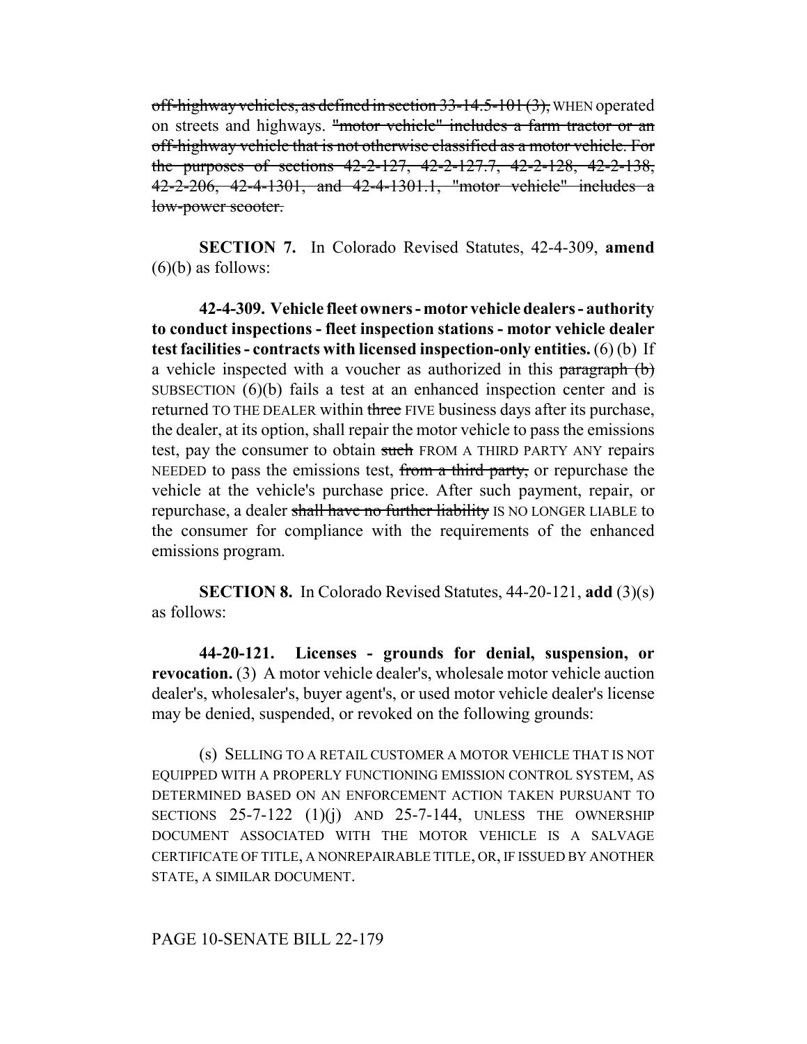~~off-highway vehicles, as defined in section 33-14.5-101 (3),~~ WHEN operated on streets and highways. ~~"motor vehicle" includes a farm tractor or an off-highway vehicle that is not otherwise classified as a motor vehicle. For the purposes of sections 42-2-127, 42-2-127.7, 42-2-128, 42-2-138, 42-2-206, 42-4-1301, and 42-4-1301.1, "motor vehicle" includes a low-power scooter.~~

**SECTION 7.** In Colorado Revised Statutes, 42-4-309, **amend** (6)(b) as follows:

**42-4-309. Vehicle fleet owners - motor vehicle dealers - authority to conduct inspections - fleet inspection stations - motor vehicle dealer test facilities - contracts with licensed inspection-only entities.** (6) (b) If a vehicle inspected with a voucher as authorized in this ~~paragraph (b)~~ SUBSECTION (6)(b) fails a test at an enhanced inspection center and is returned TO THE DEALER within ~~three~~ FIVE business days after its purchase, the dealer, at its option, shall repair the motor vehicle to pass the emissions test, pay the consumer to obtain ~~such~~ FROM A THIRD PARTY ANY repairs NEEDED to pass the emissions test, ~~from a third party,~~ or repurchase the vehicle at the vehicle's purchase price. After such payment, repair, or repurchase, a dealer ~~shall have no further liability~~ IS NO LONGER LIABLE to the consumer for compliance with the requirements of the enhanced emissions program.

**SECTION 8.** In Colorado Revised Statutes, 44-20-121, **add** (3)(s) as follows:

**44-20-121. Licenses - grounds for denial, suspension, or revocation.** (3) A motor vehicle dealer's, wholesale motor vehicle auction dealer's, wholesaler's, buyer agent's, or used motor vehicle dealer's license may be denied, suspended, or revoked on the following grounds:

(s) SELLING TO A RETAIL CUSTOMER A MOTOR VEHICLE THAT IS NOT EQUIPPED WITH A PROPERLY FUNCTIONING EMISSION CONTROL SYSTEM, AS DETERMINED BASED ON AN ENFORCEMENT ACTION TAKEN PURSUANT TO SECTIONS 25-7-122 (1)(j) AND 25-7-144, UNLESS THE OWNERSHIP DOCUMENT ASSOCIATED WITH THE MOTOR VEHICLE IS A SALVAGE CERTIFICATE OF TITLE, A NONREPAIRABLE TITLE, OR, IF ISSUED BY ANOTHER STATE, A SIMILAR DOCUMENT.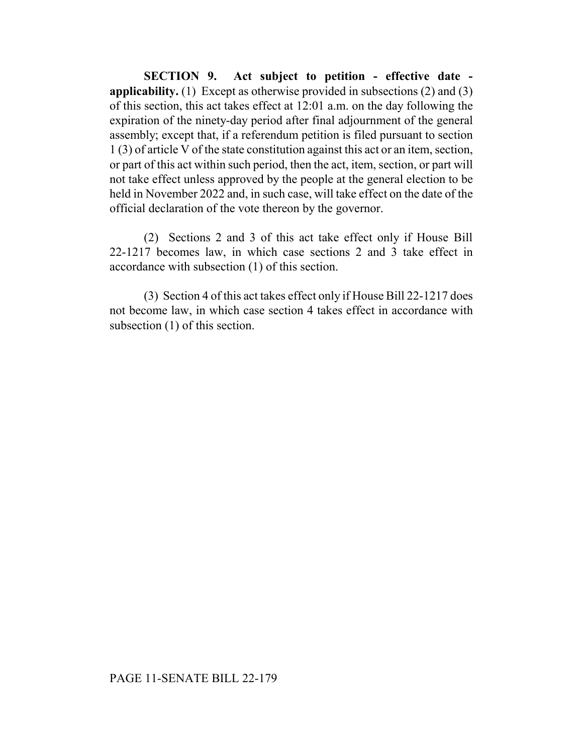**SECTION 9. Act subject to petition - effective date - applicability.** (1) Except as otherwise provided in subsections (2) and (3) of this section, this act takes effect at 12:01 a.m. on the day following the expiration of the ninety-day period after final adjournment of the general assembly; except that, if a referendum petition is filed pursuant to section 1 (3) of article V of the state constitution against this act or an item, section, or part of this act within such period, then the act, item, section, or part will not take effect unless approved by the people at the general election to be held in November 2022 and, in such case, will take effect on the date of the official declaration of the vote thereon by the governor.

(2) Sections 2 and 3 of this act take effect only if House Bill 22-1217 becomes law, in which case sections 2 and 3 take effect in accordance with subsection (1) of this section.

(3) Section 4 of this act takes effect only if House Bill 22-1217 does not become law, in which case section 4 takes effect in accordance with subsection (1) of this section.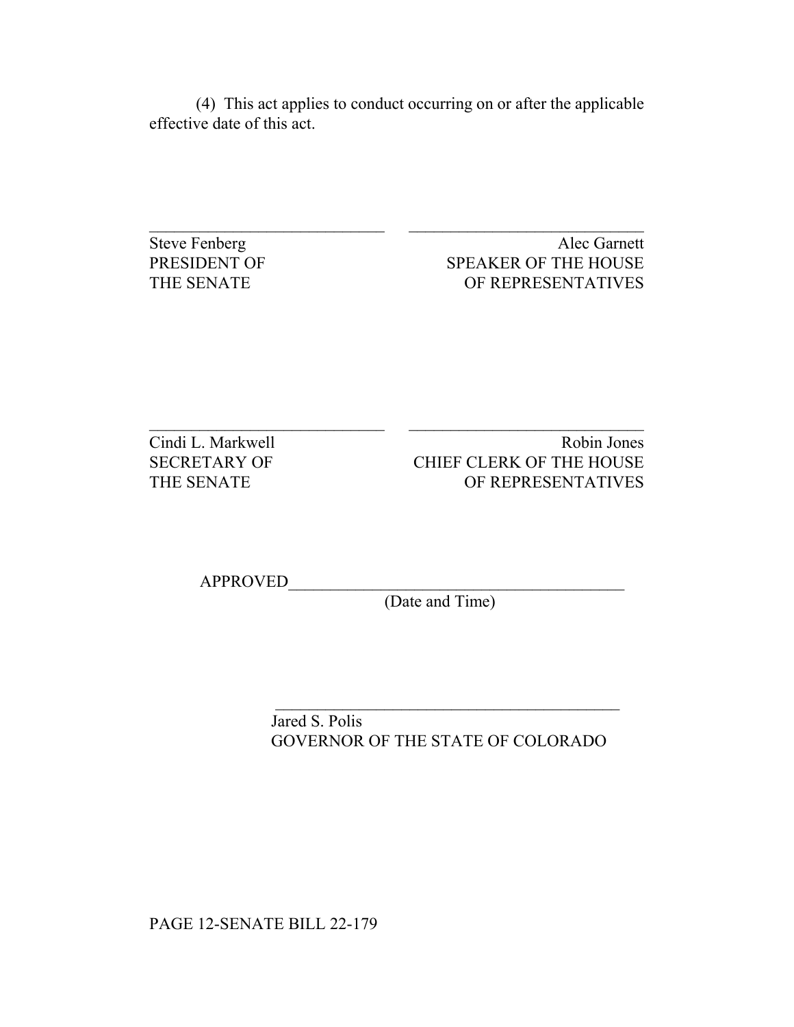(4) This act applies to conduct occurring on or after the applicable effective date of this act.

| | |
|---|---|
| ____________________________ | ____________________________ |
| Steve Fenberg<br>PRESIDENT OF<br>THE SENATE | Alec Garnett<br>SPEAKER OF THE HOUSE<br>OF REPRESENTATIVES |
| ____________________________ | ____________________________ |
| Cindi L. Markwell<br>SECRETARY OF<br>THE SENATE | Robin Jones<br>CHIEF CLERK OF THE HOUSE<br>OF REPRESENTATIVES |

APPROVED________________________________________
(Date and Time)

_________________________________________
Jared S. Polis
GOVERNOR OF THE STATE OF COLORADO

PAGE 12-SENATE BILL 22-179